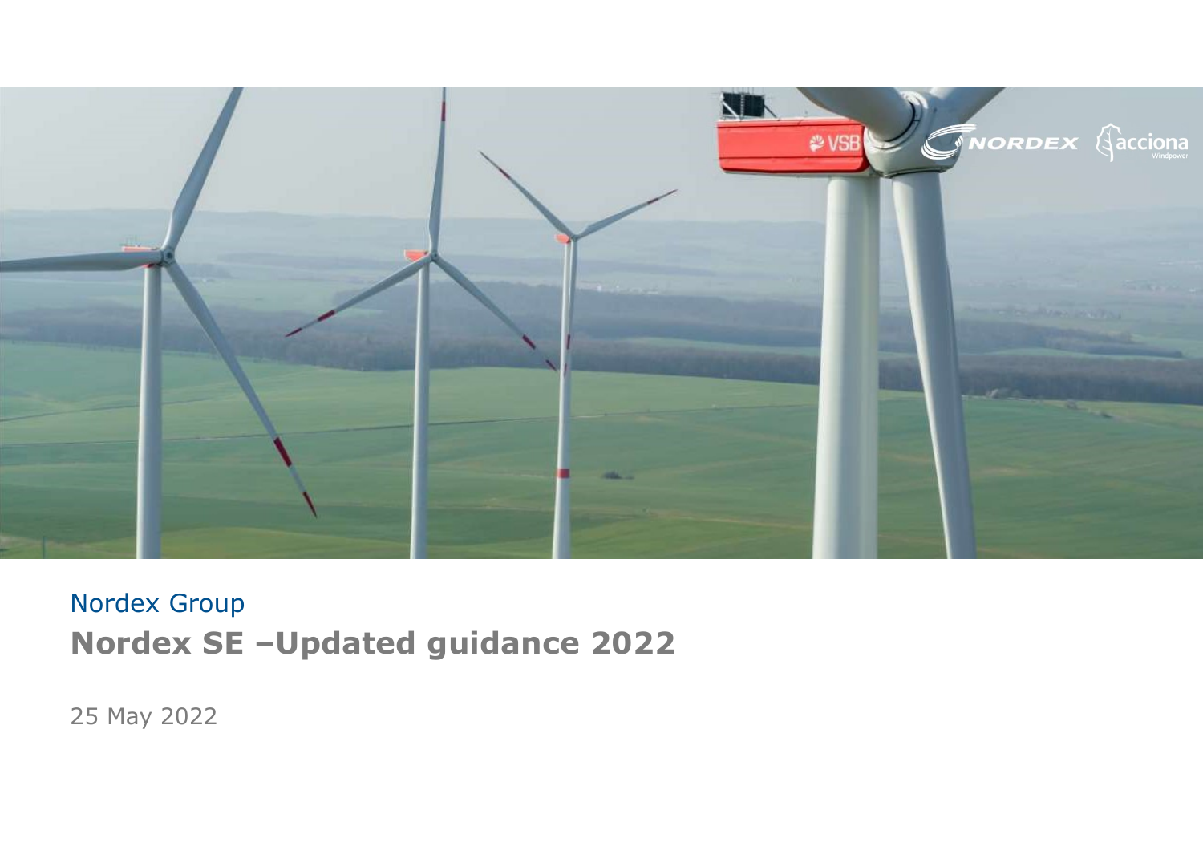Nordex Group

# Nordex SE –Updated guidance 2022

25 May 2022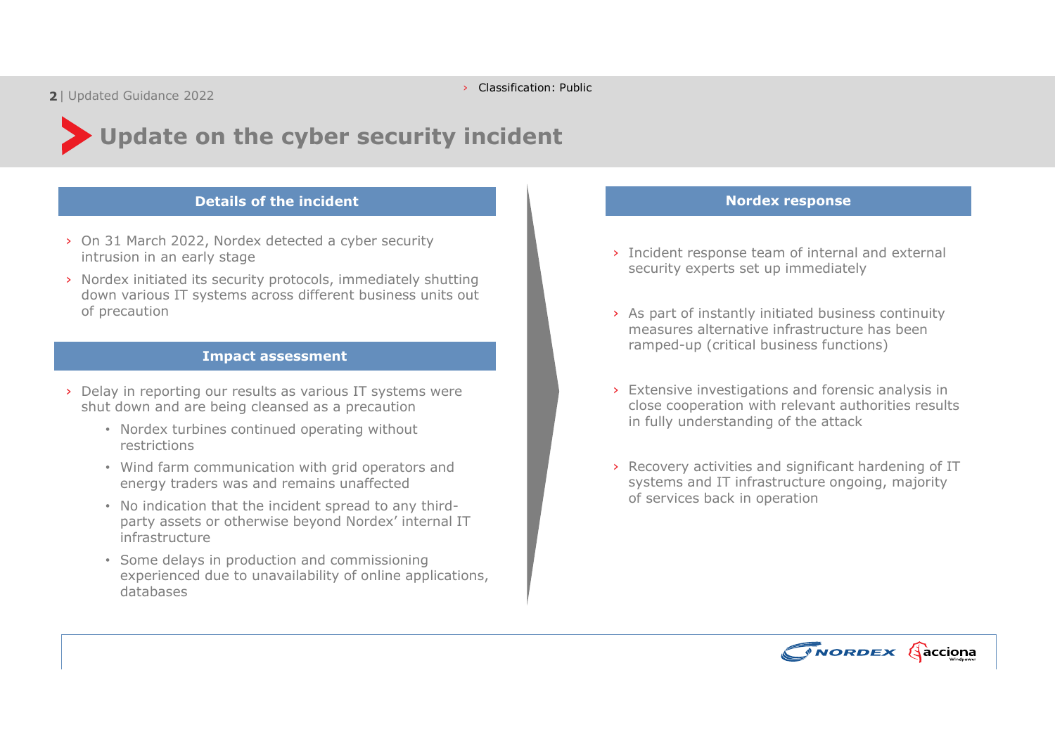Classification: Public

# Update on the cyber security incident

## Details of the incident

- On 31 March 2022, Nordex detected a cyber security intrusion in an early stage
- Nordex initiated its security protocols, immediately shutting down various IT systems across different business units out of precaution

## Impact assessment

- Delay in reporting our results as various IT systems were shut down and are being cleansed as a precaution
  - Nordex turbines continued operating without restrictions
  - Wind farm communication with grid operators and energy traders was and remains unaffected
  - No indication that the incident spread to any third-party assets or otherwise beyond Nordex' internal IT infrastructure
  - Some delays in production and commissioning experienced due to unavailability of online applications, databases

## Nordex response

- Incident response team of internal and external security experts set up immediately
- As part of instantly initiated business continuity measures alternative infrastructure has been ramped-up (critical business functions)
- Extensive investigations and forensic analysis in close cooperation with relevant authorities results in fully understanding of the attack
- Recovery activities and significant hardening of IT systems and IT infrastructure ongoing, majority of services back in operation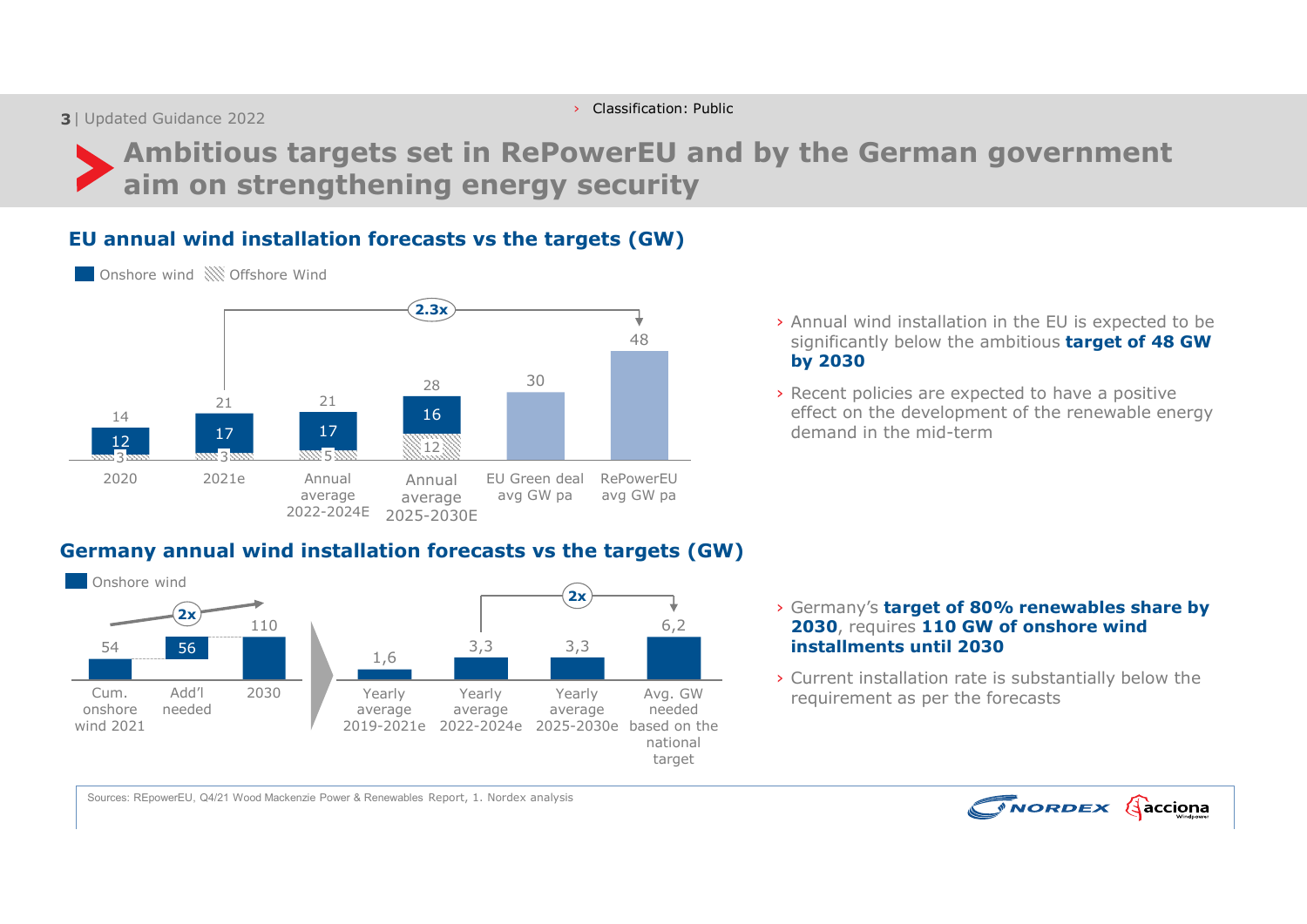Classification: Public

# Ambitious targets set in RePowerEU and by the German government aim on strengthening energy security

## EU annual wind installation forecasts vs the targets (GW)

Onshore wind | Offshore Wind

| | 2020 | 2021e | Annual average 2022-2024E | Annual average 2025-2030E | EU Green deal avg GW pa | RePowerEU avg GW pa |
|---|---|---|---|---|---|---|
| Onshore wind | 12 | 17 | 17 | 16 | | |
| Offshore Wind | 3 | 3 | 5 | 12 | | |
| Total | 14 | 21 | 21 | 28 | 30 | 48 |

2.3x (2021e to RePowerEU avg GW pa)

- Annual wind installation in the EU is expected to be significantly below the ambitious **target of 48 GW by 2030**
- Recent policies are expected to have a positive effect on the development of the renewable energy demand in the mid-term

## Germany annual wind installation forecasts vs the targets (GW)

Onshore wind

| Cum. onshore wind 2021 | Add'l needed | 2030 |
|---|---|---|
| 54 | 56 | 110 |

2x

| Yearly average 2019-2021e | Yearly average 2022-2024e | Yearly average 2025-2030e | Avg. GW needed based on the national target |
|---|---|---|---|
| 1,6 | 3,3 | 3,3 | 6,2 |

2x (Yearly average 2022-2024e to Avg. GW needed based on the national target)

- Germany's **target of 80% renewables share by 2030**, requires **110 GW of onshore wind installments until 2030**
- Current installation rate is substantially below the requirement as per the forecasts

Sources: REpowerEU, Q4/21 Wood Mackenzie Power & Renewables Report, 1. Nordex analysis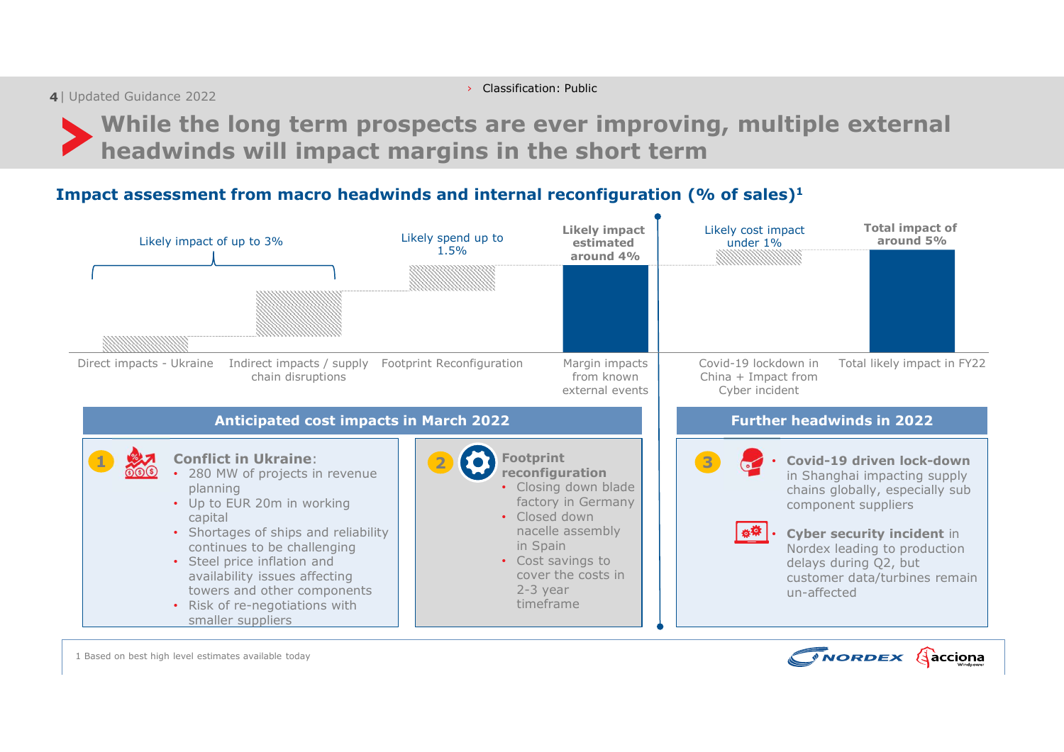# While the long term prospects are ever improving, multiple external headwinds will impact margins in the short term

## Impact assessment from macro headwinds and internal reconfiguration (% of sales)[1]

| Category | Annotation |
|---|---|
| Direct impacts - Ukraine | Likely impact of up to 3% (together with indirect impacts) |
| Indirect impacts / supply chain disruptions | Likely impact of up to 3% (together with direct impacts) |
| Footprint Reconfiguration | Likely spend up to 1.5% |
| Margin impacts from known external events | Likely impact estimated around 4% |
| Covid-19 lockdown in China + Impact from Cyber incident | Likely cost impact under 1% |
| Total likely impact in FY22 | Total impact of around 5% |

### Anticipated cost impacts in March 2022

**1 Conflict in Ukraine:**

- 280 MW of projects in revenue planning
- Up to EUR 20m in working capital
- Shortages of ships and reliability continues to be challenging
- Steel price inflation and availability issues affecting towers and other components
- Risk of re-negotiations with smaller suppliers

**2 Footprint reconfiguration**

- Closing down blade factory in Germany
- Closed down nacelle assembly in Spain
- Cost savings to cover the costs in 2-3 year timeframe

### Further headwinds in 2022

**3**

- **Covid-19 driven lock-down** in Shanghai impacting supply chains globally, especially sub component suppliers
- **Cyber security incident** in Nordex leading to production delays during Q2, but customer data/turbines remain un-affected

1 Based on best high level estimates available today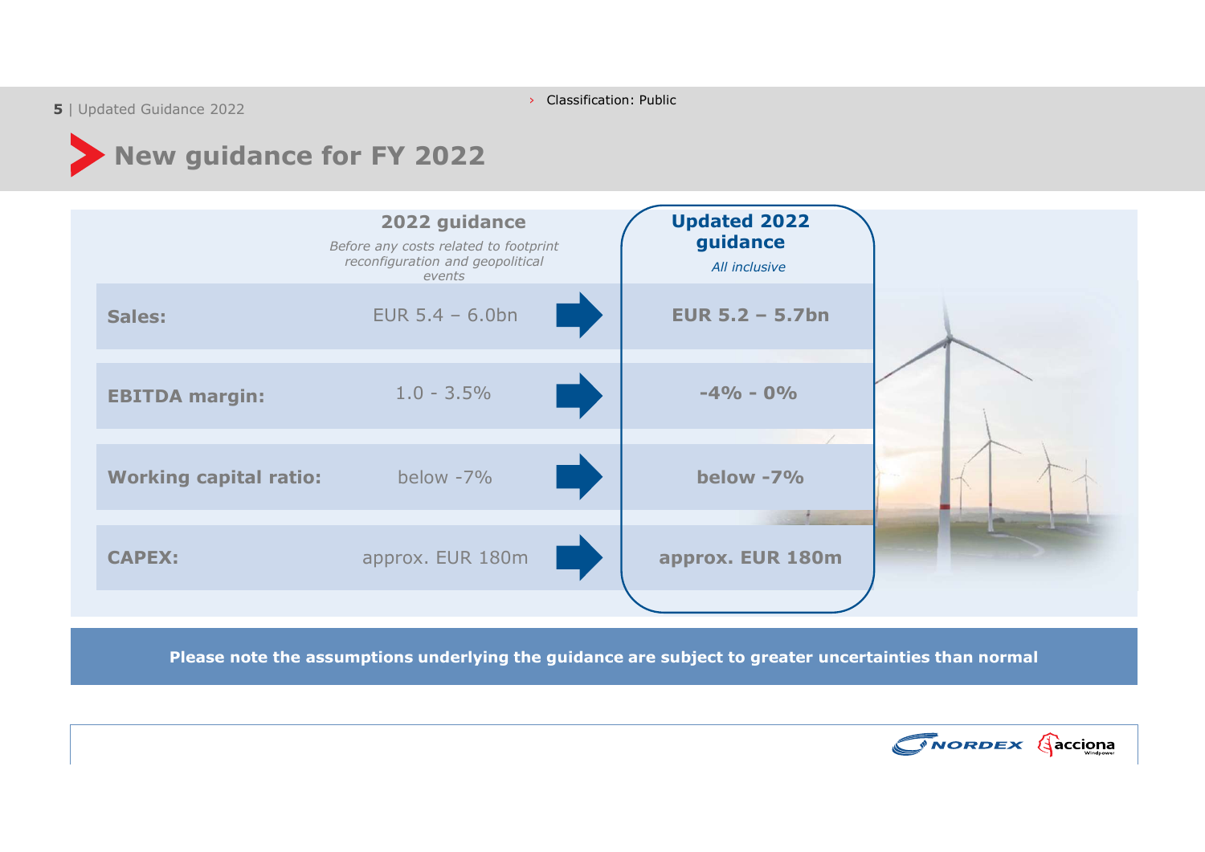# New guidance for FY 2022

| | 2022 guidance<br>*Before any costs related to footprint reconfiguration and geopolitical events* | Updated 2022 guidance<br>*All inclusive* |
|---|---|---|
| **Sales:** | EUR 5.4 – 6.0bn | **EUR 5.2 – 5.7bn** |
| **EBITDA margin:** | 1.0 - 3.5% | **-4% - 0%** |
| **Working capital ratio:** | below -7% | **below -7%** |
| **CAPEX:** | approx. EUR 180m | **approx. EUR 180m** |

**Please note the assumptions underlying the guidance are subject to greater uncertainties than normal**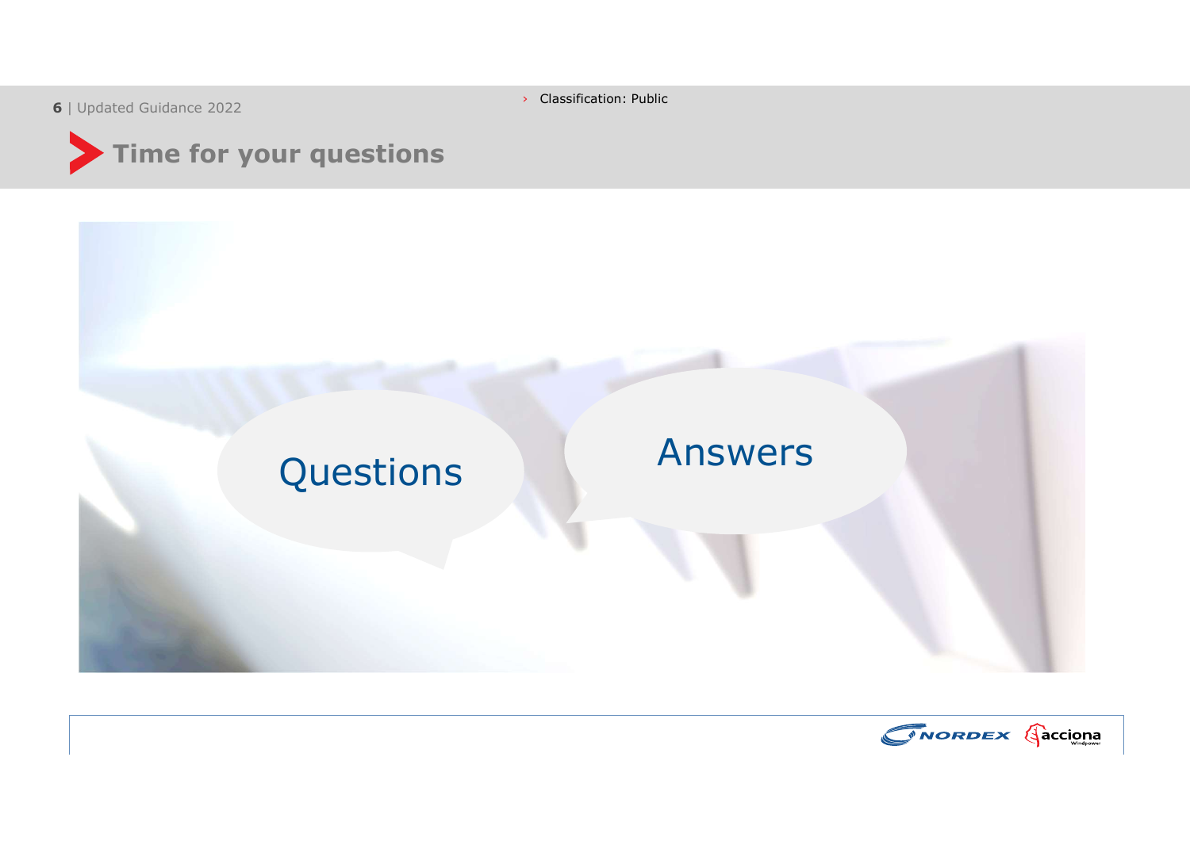Classification: Public

# Time for your questions

Questions

Answers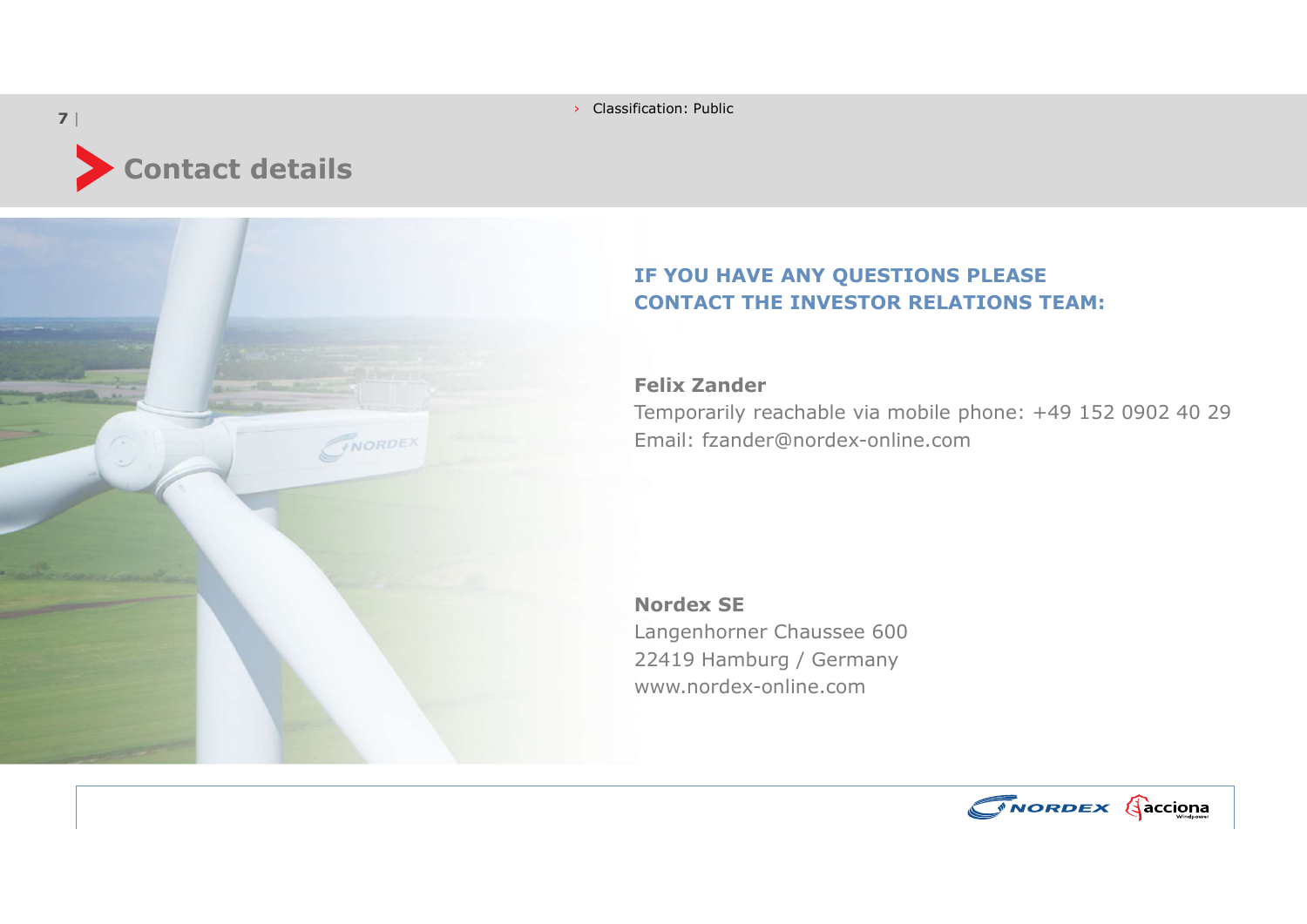Classification: Public

# Contact details

**IF YOU HAVE ANY QUESTIONS PLEASE CONTACT THE INVESTOR RELATIONS TEAM:**

**Felix Zander**
Temporarily reachable via mobile phone: +49 152 0902 40 29
Email: fzander@nordex-online.com

**Nordex SE**
Langenhorner Chaussee 600
22419 Hamburg / Germany
www.nordex-online.com